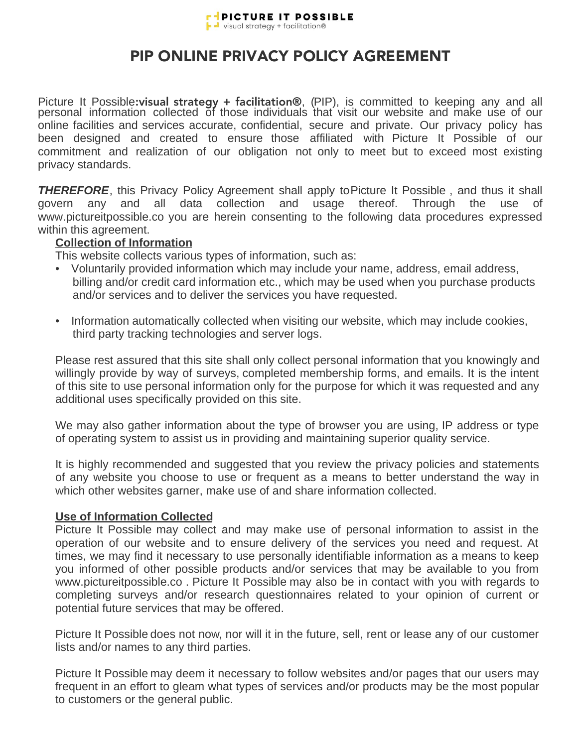PICTURE IT POSSIBLE
visual strategy + facilitation®

# PIP ONLINE PRIVACY POLICY AGREEMENT

Picture It Possible**:visual strategy + facilitation®**, (PIP), is committed to keeping any and all personal information collected of those individuals that visit our website and make use of our online facilities and services accurate, confidential, secure and private. Our privacy policy has been designed and created to ensure those affiliated with Picture It Possible of our commitment and realization of our obligation not only to meet but to exceed most existing privacy standards.

***THEREFORE***, this Privacy Policy Agreement shall apply to Picture It Possible , and thus it shall govern any and all data collection and usage thereof. Through the use of www.pictureitpossible.co you are herein consenting to the following data procedures expressed within this agreement.

**Collection of Information**

This website collects various types of information, such as:

- Voluntarily provided information which may include your name, address, email address, billing and/or credit card information etc., which may be used when you purchase products and/or services and to deliver the services you have requested.
- Information automatically collected when visiting our website, which may include cookies, third party tracking technologies and server logs.

Please rest assured that this site shall only collect personal information that you knowingly and willingly provide by way of surveys, completed membership forms, and emails. It is the intent of this site to use personal information only for the purpose for which it was requested and any additional uses specifically provided on this site.

We may also gather information about the type of browser you are using, IP address or type of operating system to assist us in providing and maintaining superior quality service.

It is highly recommended and suggested that you review the privacy policies and statements of any website you choose to use or frequent as a means to better understand the way in which other websites garner, make use of and share information collected.

**Use of Information Collected**

Picture It Possible may collect and may make use of personal information to assist in the operation of our website and to ensure delivery of the services you need and request. At times, we may find it necessary to use personally identifiable information as a means to keep you informed of other possible products and/or services that may be available to you from www.pictureitpossible.co . Picture It Possible may also be in contact with you with regards to completing surveys and/or research questionnaires related to your opinion of current or potential future services that may be offered.

Picture It Possible does not now, nor will it in the future, sell, rent or lease any of our customer lists and/or names to any third parties.

Picture It Possible may deem it necessary to follow websites and/or pages that our users may frequent in an effort to gleam what types of services and/or products may be the most popular to customers or the general public.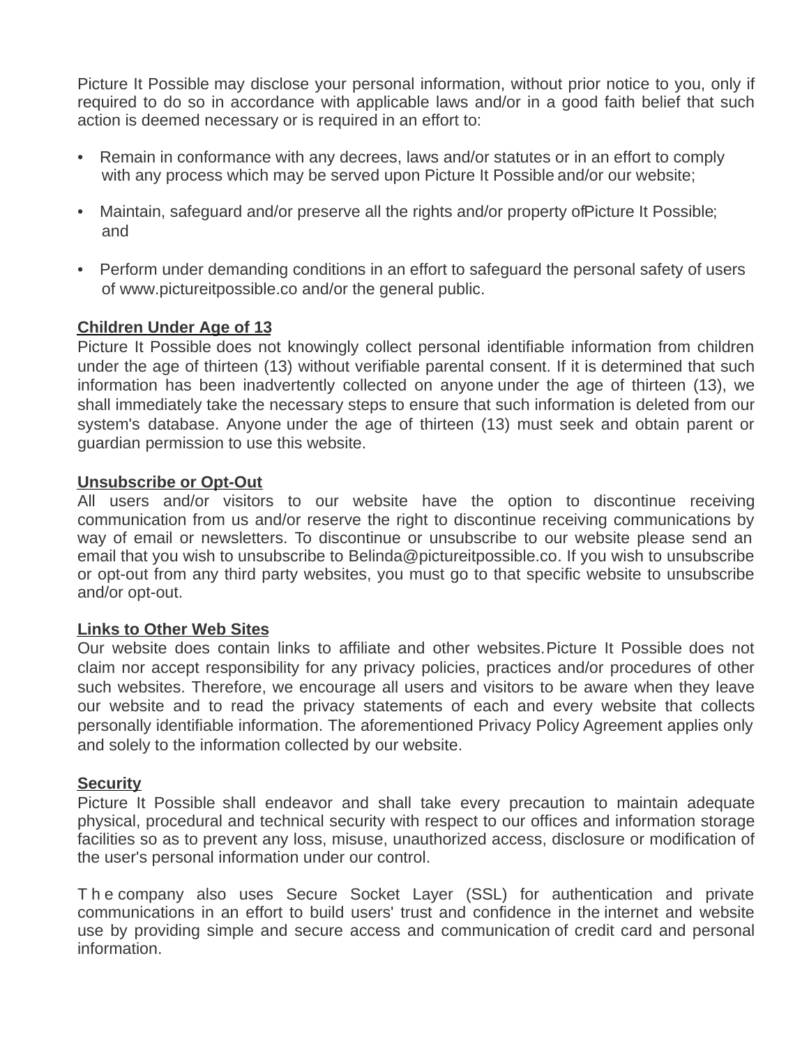Picture It Possible may disclose your personal information, without prior notice to you, only if required to do so in accordance with applicable laws and/or in a good faith belief that such action is deemed necessary or is required in an effort to:

- Remain in conformance with any decrees, laws and/or statutes or in an effort to comply with any process which may be served upon Picture It Possible and/or our website;
- Maintain, safeguard and/or preserve all the rights and/or property ofPicture It Possible; and
- Perform under demanding conditions in an effort to safeguard the personal safety of users of www.pictureitpossible.co and/or the general public.

**Children Under Age of 13**

Picture It Possible does not knowingly collect personal identifiable information from children under the age of thirteen (13) without verifiable parental consent. If it is determined that such information has been inadvertently collected on anyone under the age of thirteen (13), we shall immediately take the necessary steps to ensure that such information is deleted from our system's database. Anyone under the age of thirteen (13) must seek and obtain parent or guardian permission to use this website.

**Unsubscribe or Opt-Out**

All users and/or visitors to our website have the option to discontinue receiving communication from us and/or reserve the right to discontinue receiving communications by way of email or newsletters. To discontinue or unsubscribe to our website please send an email that you wish to unsubscribe to Belinda@pictureitpossible.co. If you wish to unsubscribe or opt-out from any third party websites, you must go to that specific website to unsubscribe and/or opt-out.

**Links to Other Web Sites**

Our website does contain links to affiliate and other websites. Picture It Possible does not claim nor accept responsibility for any privacy policies, practices and/or procedures of other such websites. Therefore, we encourage all users and visitors to be aware when they leave our website and to read the privacy statements of each and every website that collects personally identifiable information. The aforementioned Privacy Policy Agreement applies only and solely to the information collected by our website.

**Security**

Picture It Possible shall endeavor and shall take every precaution to maintain adequate physical, procedural and technical security with respect to our offices and information storage facilities so as to prevent any loss, misuse, unauthorized access, disclosure or modification of the user's personal information under our control.

The company also uses Secure Socket Layer (SSL) for authentication and private communications in an effort to build users' trust and confidence in the internet and website use by providing simple and secure access and communication of credit card and personal information.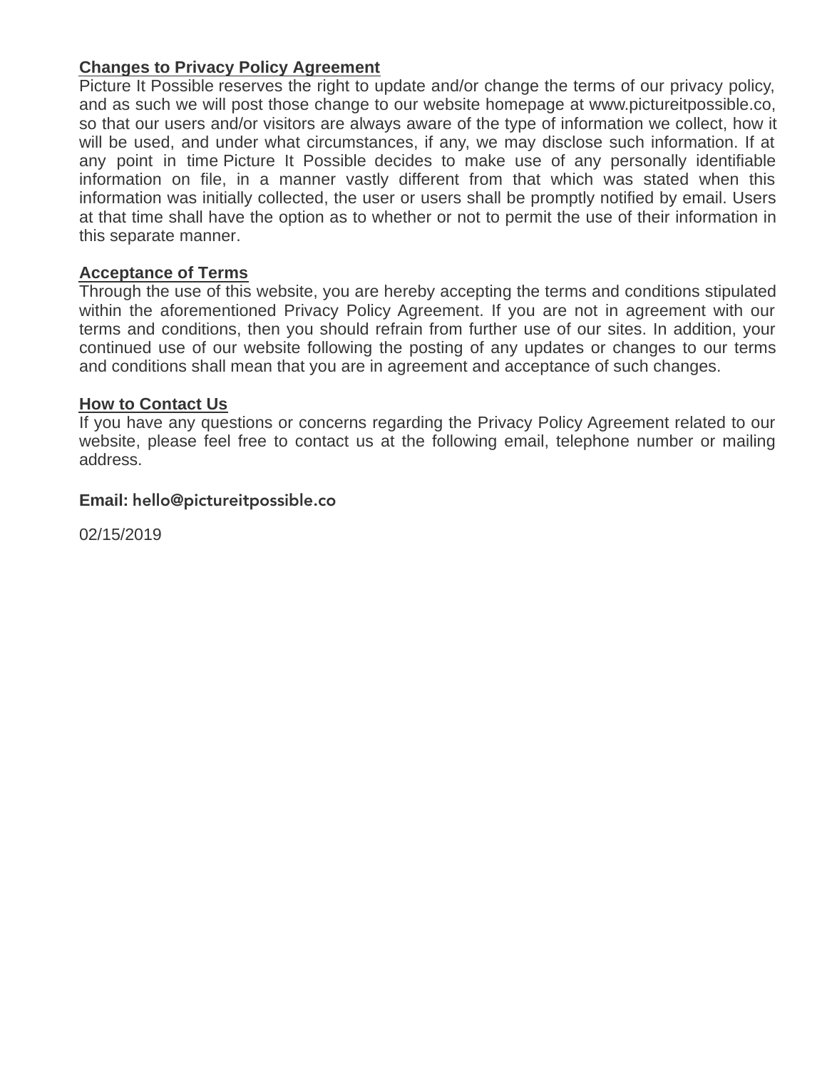**Changes to Privacy Policy Agreement**

Picture It Possible reserves the right to update and/or change the terms of our privacy policy, and as such we will post those change to our website homepage at www.pictureitpossible.co, so that our users and/or visitors are always aware of the type of information we collect, how it will be used, and under what circumstances, if any, we may disclose such information. If at any point in time Picture It Possible decides to make use of any personally identifiable information on file, in a manner vastly different from that which was stated when this information was initially collected, the user or users shall be promptly notified by email. Users at that time shall have the option as to whether or not to permit the use of their information in this separate manner.

**Acceptance of Terms**

Through the use of this website, you are hereby accepting the terms and conditions stipulated within the aforementioned Privacy Policy Agreement. If you are not in agreement with our terms and conditions, then you should refrain from further use of our sites. In addition, your continued use of our website following the posting of any updates or changes to our terms and conditions shall mean that you are in agreement and acceptance of such changes.

**How to Contact Us**

If you have any questions or concerns regarding the Privacy Policy Agreement related to our website, please feel free to contact us at the following email, telephone number or mailing address.

**Email:** hello@pictureitpossible.co

02/15/2019